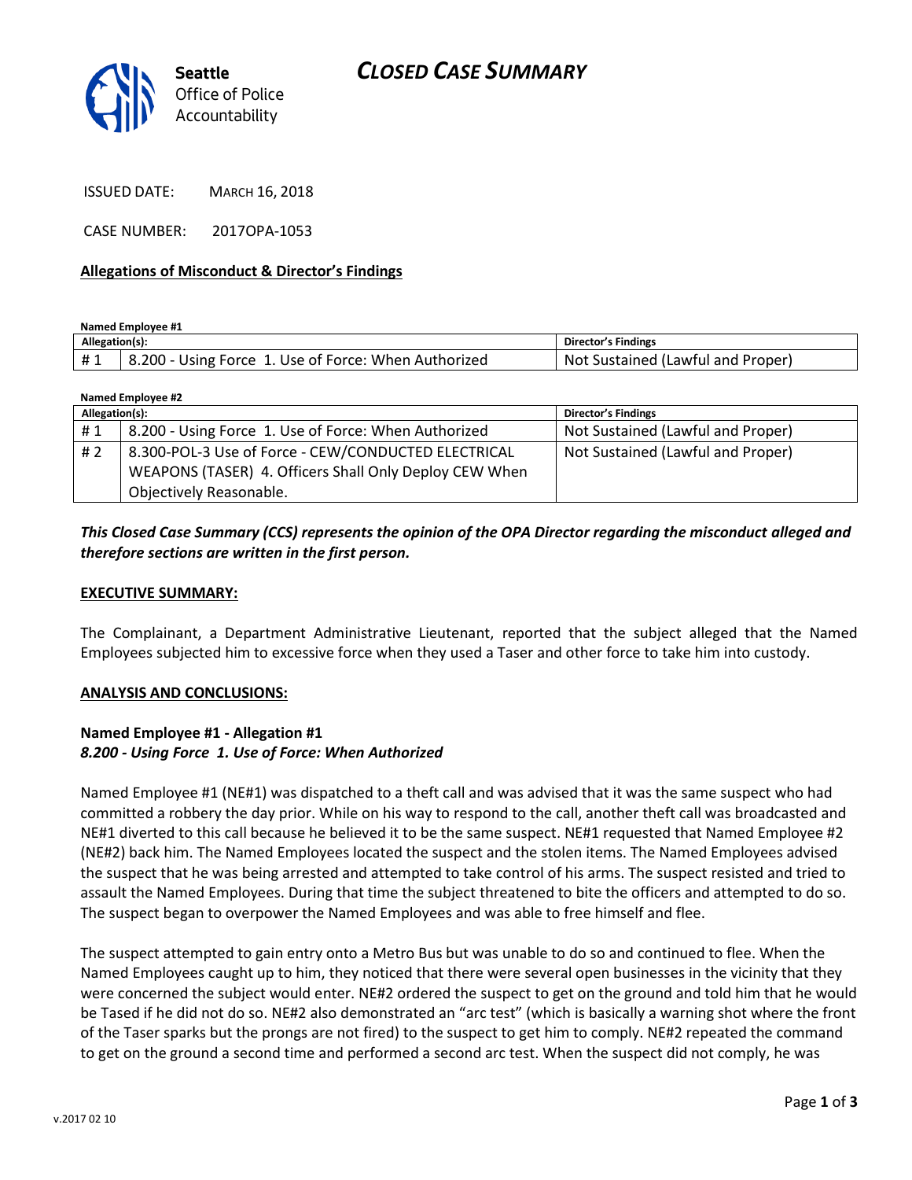Seattle Office of Police Accountability

# CLOSED CASE SUMMARY

ISSUED DATE: MARCH 16, 2018

CASE NUMBER: 2017OPA-1053

## Allegations of Misconduct & Director's Findings

**Named Employee #1**

| Allegation(s): | | Director's Findings |
|---|---|---|
| # 1 | 8.200 - Using Force 1. Use of Force: When Authorized | Not Sustained (Lawful and Proper) |

**Named Employee #2**

| Allegation(s): | | Director's Findings |
|---|---|---|
| # 1 | 8.200 - Using Force 1. Use of Force: When Authorized | Not Sustained (Lawful and Proper) |
| # 2 | 8.300-POL-3 Use of Force - CEW/CONDUCTED ELECTRICAL WEAPONS (TASER) 4. Officers Shall Only Deploy CEW When Objectively Reasonable. | Not Sustained (Lawful and Proper) |

***This Closed Case Summary (CCS) represents the opinion of the OPA Director regarding the misconduct alleged and therefore sections are written in the first person.***

## EXECUTIVE SUMMARY:

The Complainant, a Department Administrative Lieutenant, reported that the subject alleged that the Named Employees subjected him to excessive force when they used a Taser and other force to take him into custody.

## ANALYSIS AND CONCLUSIONS:

### Named Employee #1 - Allegation #1
***8.200 - Using Force 1. Use of Force: When Authorized***

Named Employee #1 (NE#1) was dispatched to a theft call and was advised that it was the same suspect who had committed a robbery the day prior. While on his way to respond to the call, another theft call was broadcasted and NE#1 diverted to this call because he believed it to be the same suspect. NE#1 requested that Named Employee #2 (NE#2) back him. The Named Employees located the suspect and the stolen items. The Named Employees advised the suspect that he was being arrested and attempted to take control of his arms. The suspect resisted and tried to assault the Named Employees. During that time the subject threatened to bite the officers and attempted to do so. The suspect began to overpower the Named Employees and was able to free himself and flee.

The suspect attempted to gain entry onto a Metro Bus but was unable to do so and continued to flee. When the Named Employees caught up to him, they noticed that there were several open businesses in the vicinity that they were concerned the subject would enter. NE#2 ordered the suspect to get on the ground and told him that he would be Tased if he did not do so. NE#2 also demonstrated an "arc test" (which is basically a warning shot where the front of the Taser sparks but the prongs are not fired) to the suspect to get him to comply. NE#2 repeated the command to get on the ground a second time and performed a second arc test. When the suspect did not comply, he was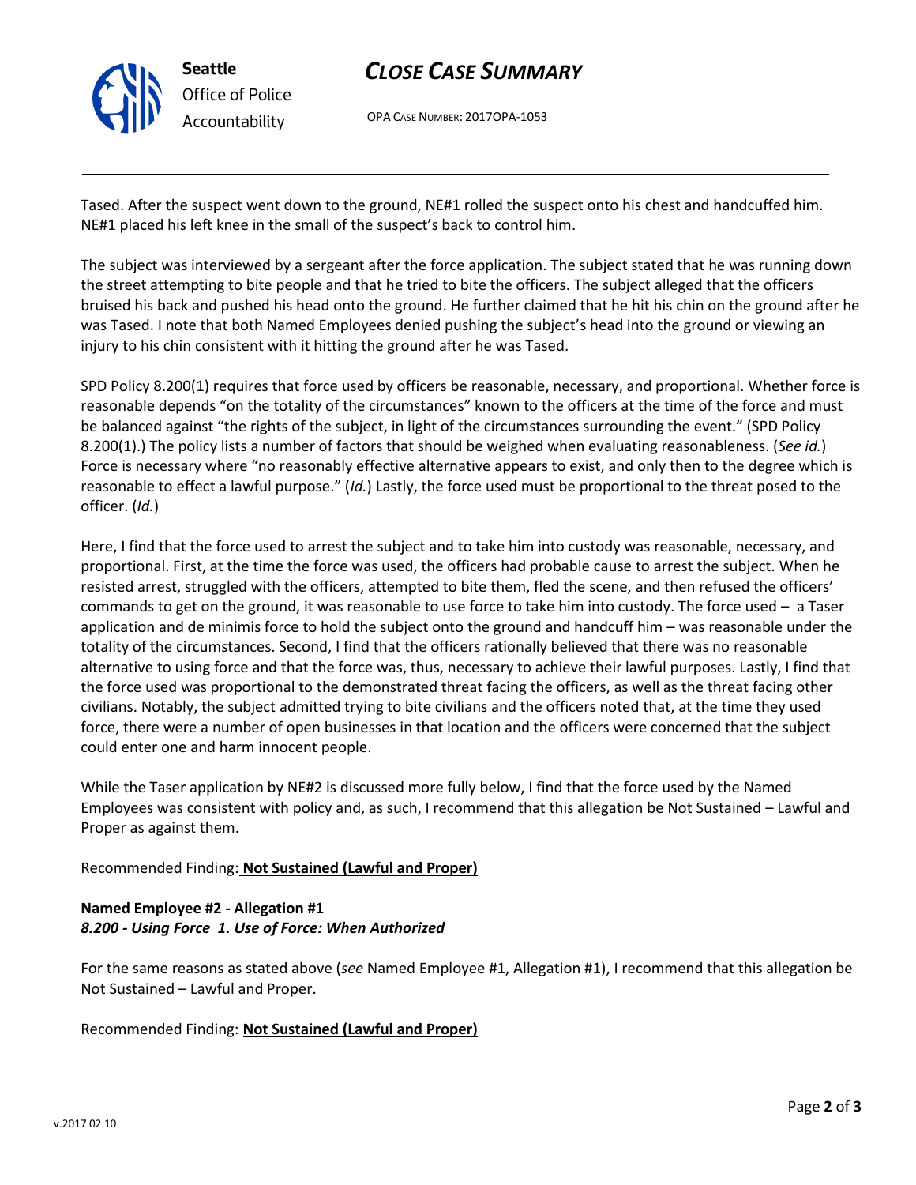Tased. After the suspect went down to the ground, NE#1 rolled the suspect onto his chest and handcuffed him. NE#1 placed his left knee in the small of the suspect's back to control him.

The subject was interviewed by a sergeant after the force application. The subject stated that he was running down the street attempting to bite people and that he tried to bite the officers. The subject alleged that the officers bruised his back and pushed his head onto the ground. He further claimed that he hit his chin on the ground after he was Tased. I note that both Named Employees denied pushing the subject's head into the ground or viewing an injury to his chin consistent with it hitting the ground after he was Tased.

SPD Policy 8.200(1) requires that force used by officers be reasonable, necessary, and proportional. Whether force is reasonable depends "on the totality of the circumstances" known to the officers at the time of the force and must be balanced against "the rights of the subject, in light of the circumstances surrounding the event." (SPD Policy 8.200(1).) The policy lists a number of factors that should be weighed when evaluating reasonableness. (*See id.*) Force is necessary where "no reasonably effective alternative appears to exist, and only then to the degree which is reasonable to effect a lawful purpose." (*Id.*) Lastly, the force used must be proportional to the threat posed to the officer. (*Id.*)

Here, I find that the force used to arrest the subject and to take him into custody was reasonable, necessary, and proportional. First, at the time the force was used, the officers had probable cause to arrest the subject. When he resisted arrest, struggled with the officers, attempted to bite them, fled the scene, and then refused the officers' commands to get on the ground, it was reasonable to use force to take him into custody. The force used – a Taser application and de minimis force to hold the subject onto the ground and handcuff him – was reasonable under the totality of the circumstances. Second, I find that the officers rationally believed that there was no reasonable alternative to using force and that the force was, thus, necessary to achieve their lawful purposes. Lastly, I find that the force used was proportional to the demonstrated threat facing the officers, as well as the threat facing other civilians. Notably, the subject admitted trying to bite civilians and the officers noted that, at the time they used force, there were a number of open businesses in that location and the officers were concerned that the subject could enter one and harm innocent people.

While the Taser application by NE#2 is discussed more fully below, I find that the force used by the Named Employees was consistent with policy and, as such, I recommend that this allegation be Not Sustained – Lawful and Proper as against them.

Recommended Finding: **Not Sustained (Lawful and Proper)**

**Named Employee #2 - Allegation #1**
***8.200 - Using Force 1. Use of Force: When Authorized***

For the same reasons as stated above (*see* Named Employee #1, Allegation #1), I recommend that this allegation be Not Sustained – Lawful and Proper.

Recommended Finding: **Not Sustained (Lawful and Proper)**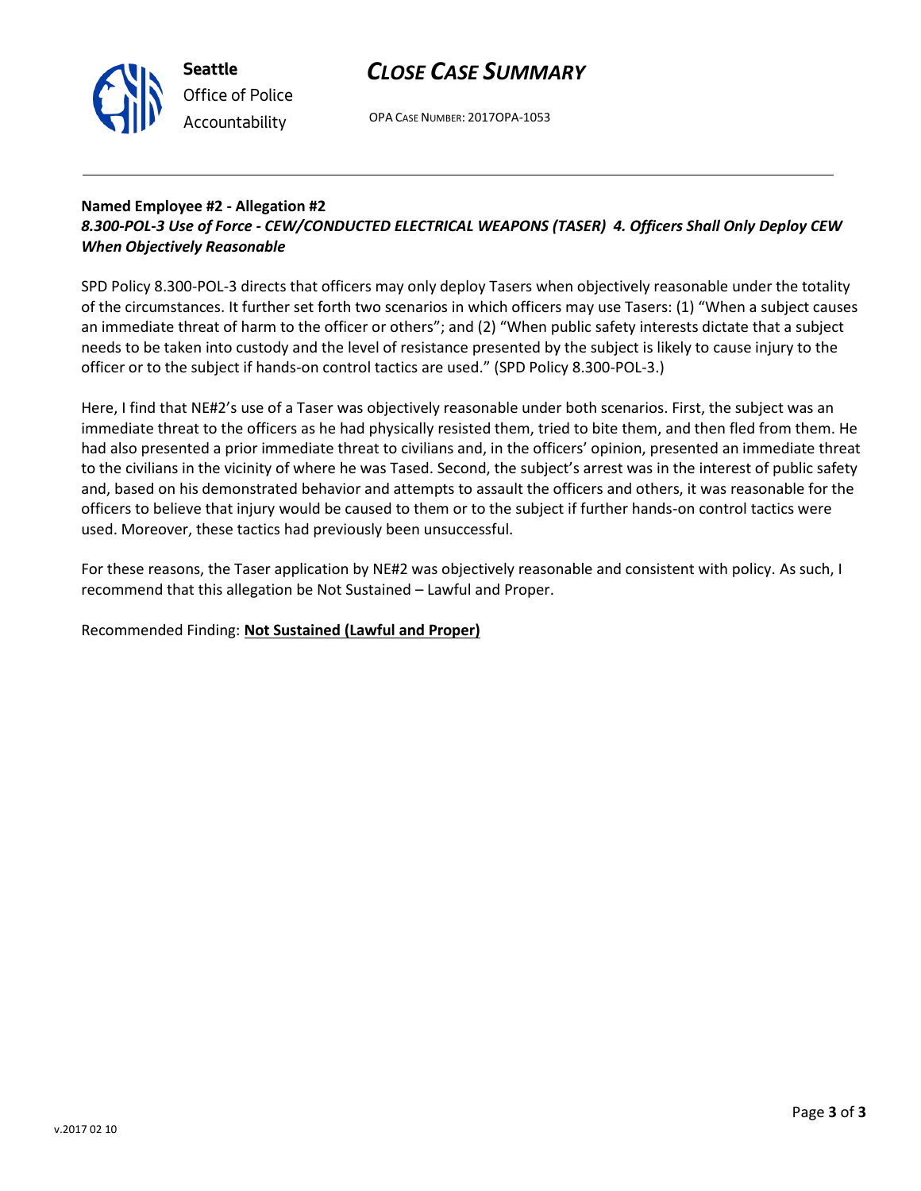**Named Employee #2 - Allegation #2**
***8.300-POL-3 Use of Force - CEW/CONDUCTED ELECTRICAL WEAPONS (TASER) 4. Officers Shall Only Deploy CEW When Objectively Reasonable***

SPD Policy 8.300-POL-3 directs that officers may only deploy Tasers when objectively reasonable under the totality of the circumstances. It further set forth two scenarios in which officers may use Tasers: (1) "When a subject causes an immediate threat of harm to the officer or others"; and (2) "When public safety interests dictate that a subject needs to be taken into custody and the level of resistance presented by the subject is likely to cause injury to the officer or to the subject if hands-on control tactics are used." (SPD Policy 8.300-POL-3.)

Here, I find that NE#2's use of a Taser was objectively reasonable under both scenarios. First, the subject was an immediate threat to the officers as he had physically resisted them, tried to bite them, and then fled from them. He had also presented a prior immediate threat to civilians and, in the officers' opinion, presented an immediate threat to the civilians in the vicinity of where he was Tased. Second, the subject's arrest was in the interest of public safety and, based on his demonstrated behavior and attempts to assault the officers and others, it was reasonable for the officers to believe that injury would be caused to them or to the subject if further hands-on control tactics were used. Moreover, these tactics had previously been unsuccessful.

For these reasons, the Taser application by NE#2 was objectively reasonable and consistent with policy. As such, I recommend that this allegation be Not Sustained – Lawful and Proper.

Recommended Finding: **Not Sustained (Lawful and Proper)**